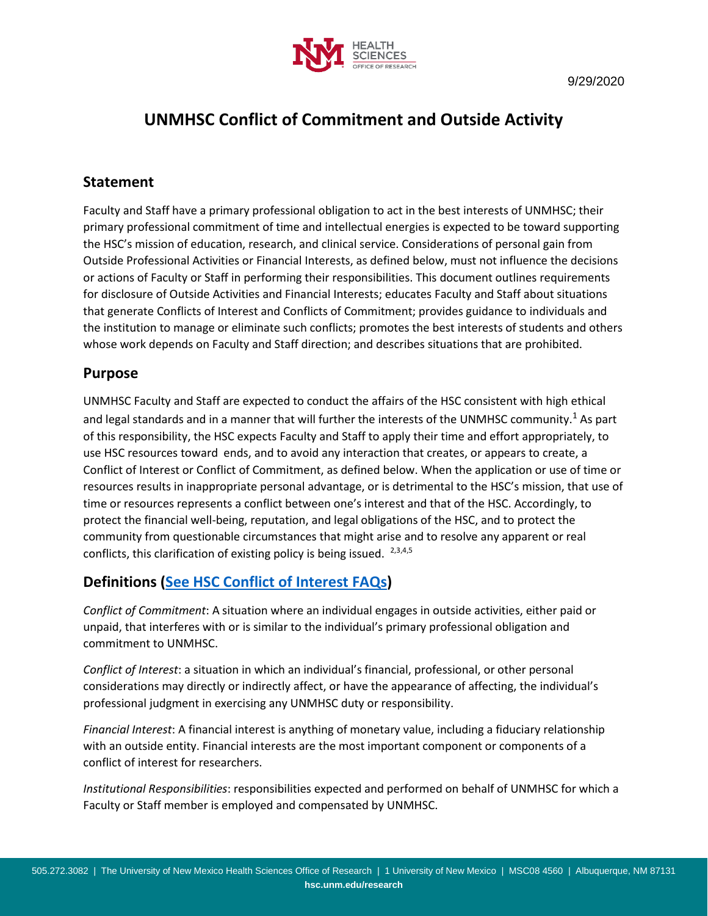9/29/2020

# UNMHSC Conflict of Commitment and Outside Activity

## Statement

Faculty and Staff have a primary professional obligation to act in the best interests of UNMHSC; their primary professional commitment of time and intellectual energies is expected to be toward supporting the HSC's mission of education, research, and clinical service. Considerations of personal gain from Outside Professional Activities or Financial Interests, as defined below, must not influence the decisions or actions of Faculty or Staff in performing their responsibilities. This document outlines requirements for disclosure of Outside Activities and Financial Interests; educates Faculty and Staff about situations that generate Conflicts of Interest and Conflicts of Commitment; provides guidance to individuals and the institution to manage or eliminate such conflicts; promotes the best interests of students and others whose work depends on Faculty and Staff direction; and describes situations that are prohibited.

## Purpose

UNMHSC Faculty and Staff are expected to conduct the affairs of the HSC consistent with high ethical and legal standards and in a manner that will further the interests of the UNMHSC community.[1] As part of this responsibility, the HSC expects Faculty and Staff to apply their time and effort appropriately, to use HSC resources toward ends, and to avoid any interaction that creates, or appears to create, a Conflict of Interest or Conflict of Commitment, as defined below. When the application or use of time or resources results in inappropriate personal advantage, or is detrimental to the HSC's mission, that use of time or resources represents a conflict between one's interest and that of the HSC. Accordingly, to protect the financial well-being, reputation, and legal obligations of the HSC, and to protect the community from questionable circumstances that might arise and to resolve any apparent or real conflicts, this clarification of existing policy is being issued.[2,3,4,5]

## Definitions (See HSC Conflict of Interest FAQs)

*Conflict of Commitment*: A situation where an individual engages in outside activities, either paid or unpaid, that interferes with or is similar to the individual's primary professional obligation and commitment to UNMHSC.

*Conflict of Interest*: a situation in which an individual's financial, professional, or other personal considerations may directly or indirectly affect, or have the appearance of affecting, the individual's professional judgment in exercising any UNMHSC duty or responsibility.

*Financial Interest*: A financial interest is anything of monetary value, including a fiduciary relationship with an outside entity. Financial interests are the most important component or components of a conflict of interest for researchers.

*Institutional Responsibilities*: responsibilities expected and performed on behalf of UNMHSC for which a Faculty or Staff member is employed and compensated by UNMHSC.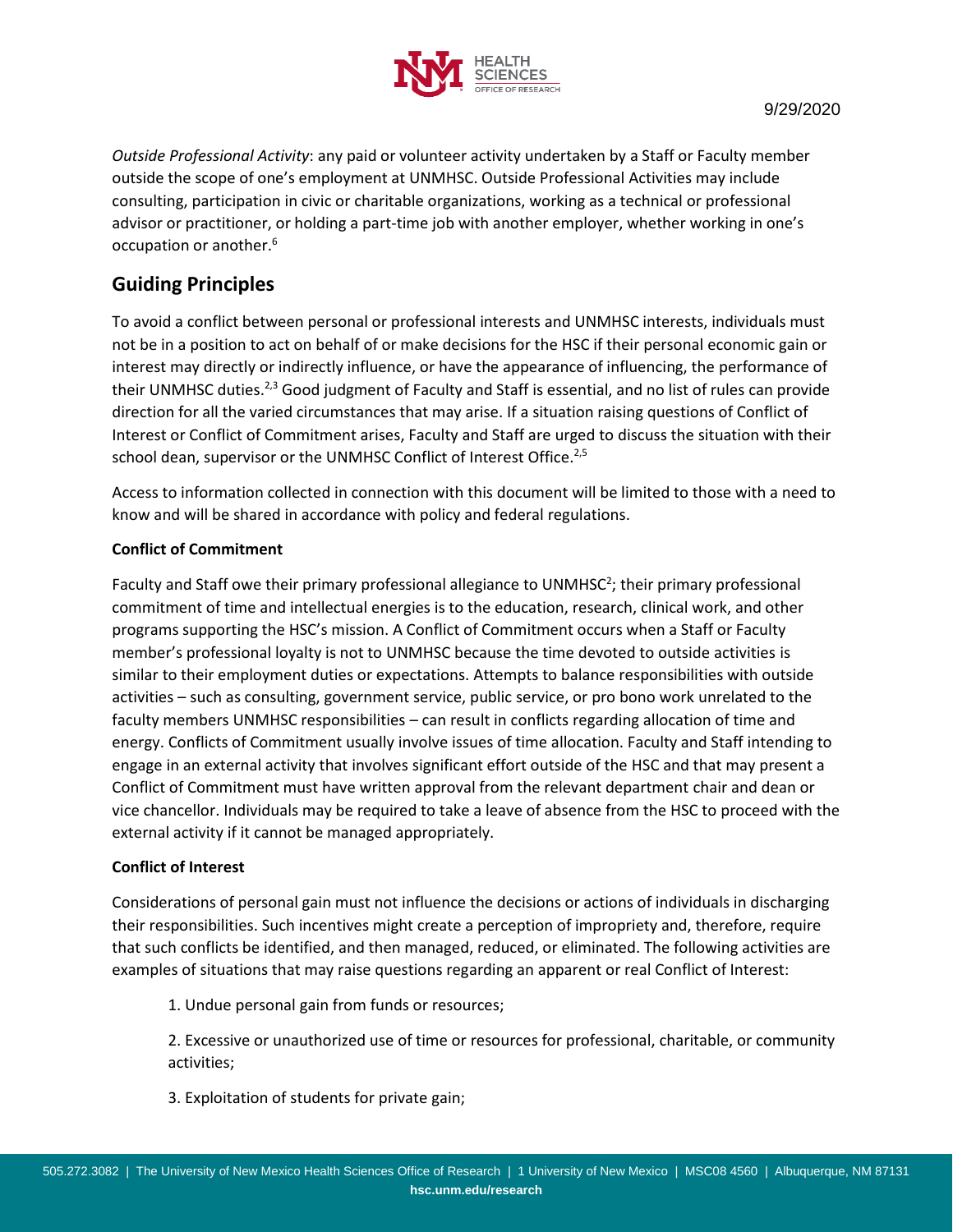*Outside Professional Activity*: any paid or volunteer activity undertaken by a Staff or Faculty member outside the scope of one's employment at UNMHSC. Outside Professional Activities may include consulting, participation in civic or charitable organizations, working as a technical or professional advisor or practitioner, or holding a part-time job with another employer, whether working in one's occupation or another.[6]

## Guiding Principles

To avoid a conflict between personal or professional interests and UNMHSC interests, individuals must not be in a position to act on behalf of or make decisions for the HSC if their personal economic gain or interest may directly or indirectly influence, or have the appearance of influencing, the performance of their UNMHSC duties.[2,3] Good judgment of Faculty and Staff is essential, and no list of rules can provide direction for all the varied circumstances that may arise. If a situation raising questions of Conflict of Interest or Conflict of Commitment arises, Faculty and Staff are urged to discuss the situation with their school dean, supervisor or the UNMHSC Conflict of Interest Office.[2,5]

Access to information collected in connection with this document will be limited to those with a need to know and will be shared in accordance with policy and federal regulations.

**Conflict of Commitment**

Faculty and Staff owe their primary professional allegiance to UNMHSC[2]; their primary professional commitment of time and intellectual energies is to the education, research, clinical work, and other programs supporting the HSC's mission. A Conflict of Commitment occurs when a Staff or Faculty member's professional loyalty is not to UNMHSC because the time devoted to outside activities is similar to their employment duties or expectations. Attempts to balance responsibilities with outside activities – such as consulting, government service, public service, or pro bono work unrelated to the faculty members UNMHSC responsibilities – can result in conflicts regarding allocation of time and energy. Conflicts of Commitment usually involve issues of time allocation. Faculty and Staff intending to engage in an external activity that involves significant effort outside of the HSC and that may present a Conflict of Commitment must have written approval from the relevant department chair and dean or vice chancellor. Individuals may be required to take a leave of absence from the HSC to proceed with the external activity if it cannot be managed appropriately.

**Conflict of Interest**

Considerations of personal gain must not influence the decisions or actions of individuals in discharging their responsibilities. Such incentives might create a perception of impropriety and, therefore, require that such conflicts be identified, and then managed, reduced, or eliminated. The following activities are examples of situations that may raise questions regarding an apparent or real Conflict of Interest:

1. Undue personal gain from funds or resources;

2. Excessive or unauthorized use of time or resources for professional, charitable, or community activities;

3. Exploitation of students for private gain;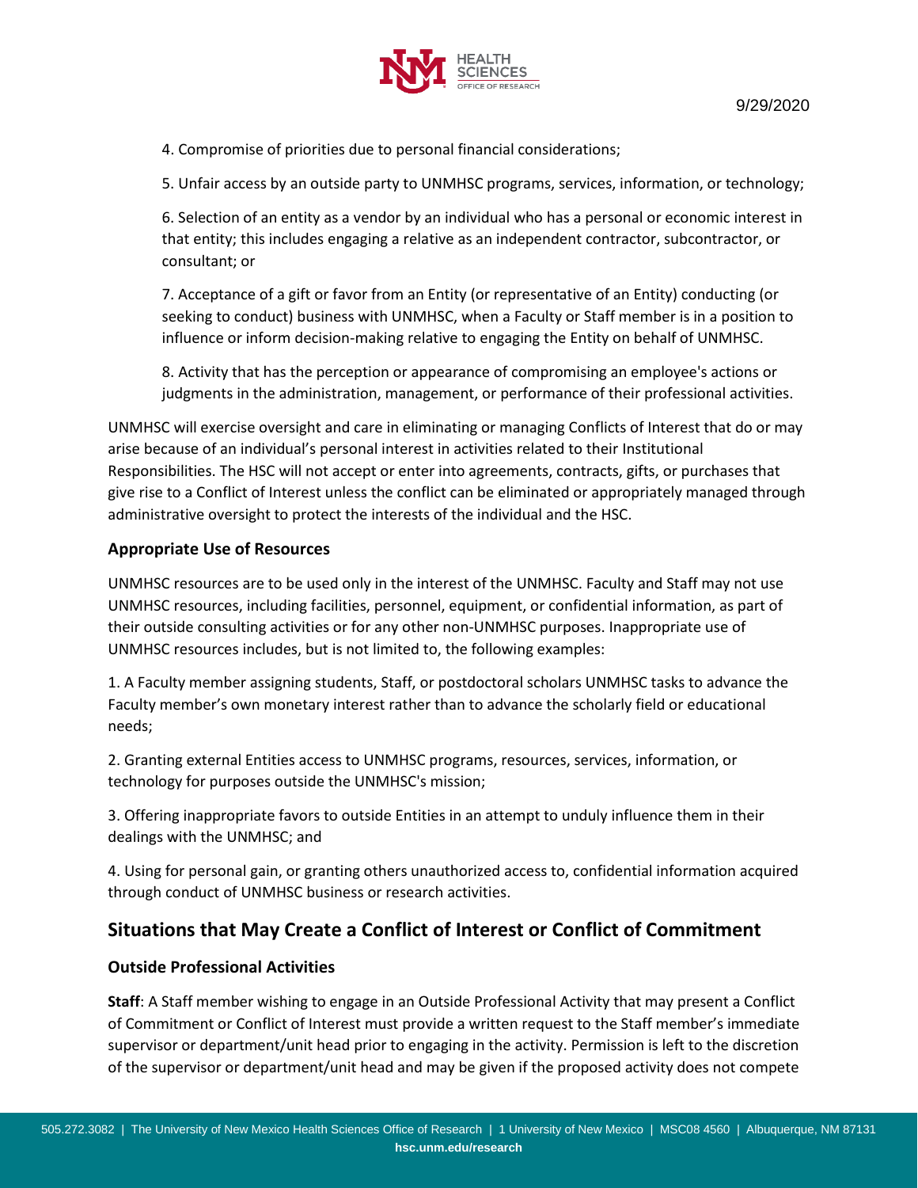4. Compromise of priorities due to personal financial considerations;

5. Unfair access by an outside party to UNMHSC programs, services, information, or technology;

6. Selection of an entity as a vendor by an individual who has a personal or economic interest in that entity; this includes engaging a relative as an independent contractor, subcontractor, or consultant; or

7. Acceptance of a gift or favor from an Entity (or representative of an Entity) conducting (or seeking to conduct) business with UNMHSC, when a Faculty or Staff member is in a position to influence or inform decision-making relative to engaging the Entity on behalf of UNMHSC.

8. Activity that has the perception or appearance of compromising an employee's actions or judgments in the administration, management, or performance of their professional activities.

UNMHSC will exercise oversight and care in eliminating or managing Conflicts of Interest that do or may arise because of an individual's personal interest in activities related to their Institutional Responsibilities. The HSC will not accept or enter into agreements, contracts, gifts, or purchases that give rise to a Conflict of Interest unless the conflict can be eliminated or appropriately managed through administrative oversight to protect the interests of the individual and the HSC.

### Appropriate Use of Resources

UNMHSC resources are to be used only in the interest of the UNMHSC. Faculty and Staff may not use UNMHSC resources, including facilities, personnel, equipment, or confidential information, as part of their outside consulting activities or for any other non-UNMHSC purposes. Inappropriate use of UNMHSC resources includes, but is not limited to, the following examples:

1. A Faculty member assigning students, Staff, or postdoctoral scholars UNMHSC tasks to advance the Faculty member's own monetary interest rather than to advance the scholarly field or educational needs;

2. Granting external Entities access to UNMHSC programs, resources, services, information, or technology for purposes outside the UNMHSC's mission;

3. Offering inappropriate favors to outside Entities in an attempt to unduly influence them in their dealings with the UNMHSC; and

4. Using for personal gain, or granting others unauthorized access to, confidential information acquired through conduct of UNMHSC business or research activities.

## Situations that May Create a Conflict of Interest or Conflict of Commitment

### Outside Professional Activities

**Staff**: A Staff member wishing to engage in an Outside Professional Activity that may present a Conflict of Commitment or Conflict of Interest must provide a written request to the Staff member's immediate supervisor or department/unit head prior to engaging in the activity. Permission is left to the discretion of the supervisor or department/unit head and may be given if the proposed activity does not compete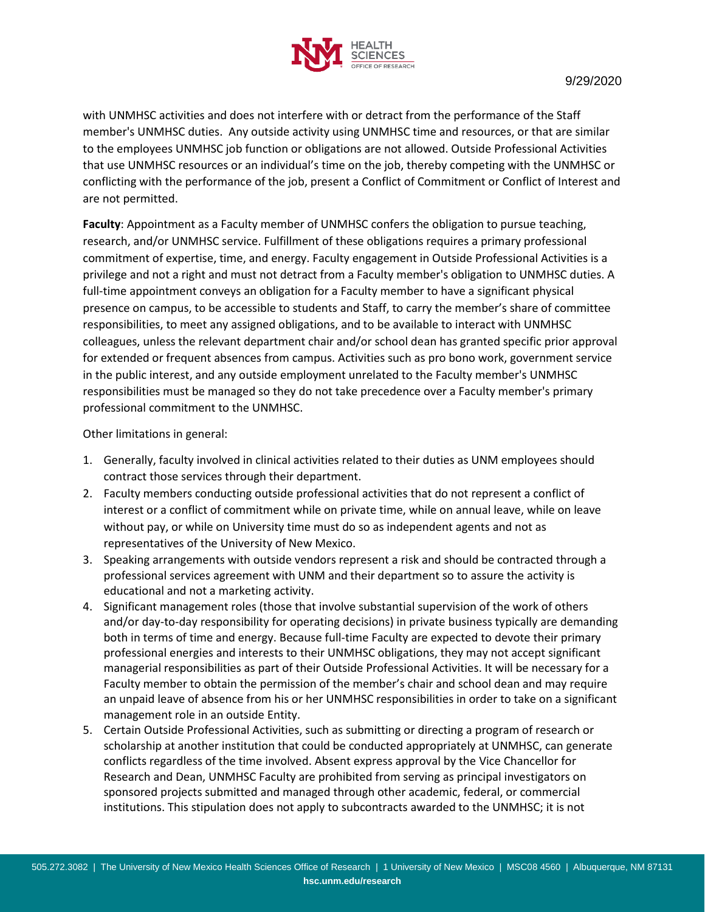with UNMHSC activities and does not interfere with or detract from the performance of the Staff member's UNMHSC duties. Any outside activity using UNMHSC time and resources, or that are similar to the employees UNMHSC job function or obligations are not allowed. Outside Professional Activities that use UNMHSC resources or an individual's time on the job, thereby competing with the UNMHSC or conflicting with the performance of the job, present a Conflict of Commitment or Conflict of Interest and are not permitted.

**Faculty**: Appointment as a Faculty member of UNMHSC confers the obligation to pursue teaching, research, and/or UNMHSC service. Fulfillment of these obligations requires a primary professional commitment of expertise, time, and energy. Faculty engagement in Outside Professional Activities is a privilege and not a right and must not detract from a Faculty member's obligation to UNMHSC duties. A full-time appointment conveys an obligation for a Faculty member to have a significant physical presence on campus, to be accessible to students and Staff, to carry the member's share of committee responsibilities, to meet any assigned obligations, and to be available to interact with UNMHSC colleagues, unless the relevant department chair and/or school dean has granted specific prior approval for extended or frequent absences from campus. Activities such as pro bono work, government service in the public interest, and any outside employment unrelated to the Faculty member's UNMHSC responsibilities must be managed so they do not take precedence over a Faculty member's primary professional commitment to the UNMHSC.

Other limitations in general:

1. Generally, faculty involved in clinical activities related to their duties as UNM employees should contract those services through their department.
2. Faculty members conducting outside professional activities that do not represent a conflict of interest or a conflict of commitment while on private time, while on annual leave, while on leave without pay, or while on University time must do so as independent agents and not as representatives of the University of New Mexico.
3. Speaking arrangements with outside vendors represent a risk and should be contracted through a professional services agreement with UNM and their department so to assure the activity is educational and not a marketing activity.
4. Significant management roles (those that involve substantial supervision of the work of others and/or day-to-day responsibility for operating decisions) in private business typically are demanding both in terms of time and energy. Because full-time Faculty are expected to devote their primary professional energies and interests to their UNMHSC obligations, they may not accept significant managerial responsibilities as part of their Outside Professional Activities. It will be necessary for a Faculty member to obtain the permission of the member's chair and school dean and may require an unpaid leave of absence from his or her UNMHSC responsibilities in order to take on a significant management role in an outside Entity.
5. Certain Outside Professional Activities, such as submitting or directing a program of research or scholarship at another institution that could be conducted appropriately at UNMHSC, can generate conflicts regardless of the time involved. Absent express approval by the Vice Chancellor for Research and Dean, UNMHSC Faculty are prohibited from serving as principal investigators on sponsored projects submitted and managed through other academic, federal, or commercial institutions. This stipulation does not apply to subcontracts awarded to the UNMHSC; it is not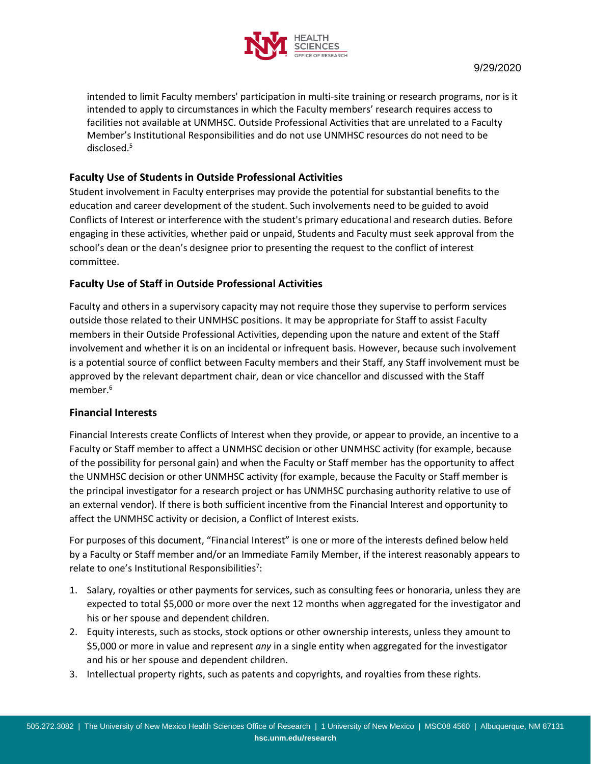intended to limit Faculty members' participation in multi-site training or research programs, nor is it intended to apply to circumstances in which the Faculty members' research requires access to facilities not available at UNMHSC. Outside Professional Activities that are unrelated to a Faculty Member's Institutional Responsibilities and do not use UNMHSC resources do not need to be disclosed.[5]

### Faculty Use of Students in Outside Professional Activities

Student involvement in Faculty enterprises may provide the potential for substantial benefits to the education and career development of the student. Such involvements need to be guided to avoid Conflicts of Interest or interference with the student's primary educational and research duties. Before engaging in these activities, whether paid or unpaid, Students and Faculty must seek approval from the school's dean or the dean's designee prior to presenting the request to the conflict of interest committee.

### Faculty Use of Staff in Outside Professional Activities

Faculty and others in a supervisory capacity may not require those they supervise to perform services outside those related to their UNMHSC positions. It may be appropriate for Staff to assist Faculty members in their Outside Professional Activities, depending upon the nature and extent of the Staff involvement and whether it is on an incidental or infrequent basis. However, because such involvement is a potential source of conflict between Faculty members and their Staff, any Staff involvement must be approved by the relevant department chair, dean or vice chancellor and discussed with the Staff member.[6]

### Financial Interests

Financial Interests create Conflicts of Interest when they provide, or appear to provide, an incentive to a Faculty or Staff member to affect a UNMHSC decision or other UNMHSC activity (for example, because of the possibility for personal gain) and when the Faculty or Staff member has the opportunity to affect the UNMHSC decision or other UNMHSC activity (for example, because the Faculty or Staff member is the principal investigator for a research project or has UNMHSC purchasing authority relative to use of an external vendor). If there is both sufficient incentive from the Financial Interest and opportunity to affect the UNMHSC activity or decision, a Conflict of Interest exists.

For purposes of this document, "Financial Interest" is one or more of the interests defined below held by a Faculty or Staff member and/or an Immediate Family Member, if the interest reasonably appears to relate to one's Institutional Responsibilities[7]:

1. Salary, royalties or other payments for services, such as consulting fees or honoraria, unless they are expected to total $5,000 or more over the next 12 months when aggregated for the investigator and his or her spouse and dependent children.
2. Equity interests, such as stocks, stock options or other ownership interests, unless they amount to $5,000 or more in value and represent *any* in a single entity when aggregated for the investigator and his or her spouse and dependent children.
3. Intellectual property rights, such as patents and copyrights, and royalties from these rights.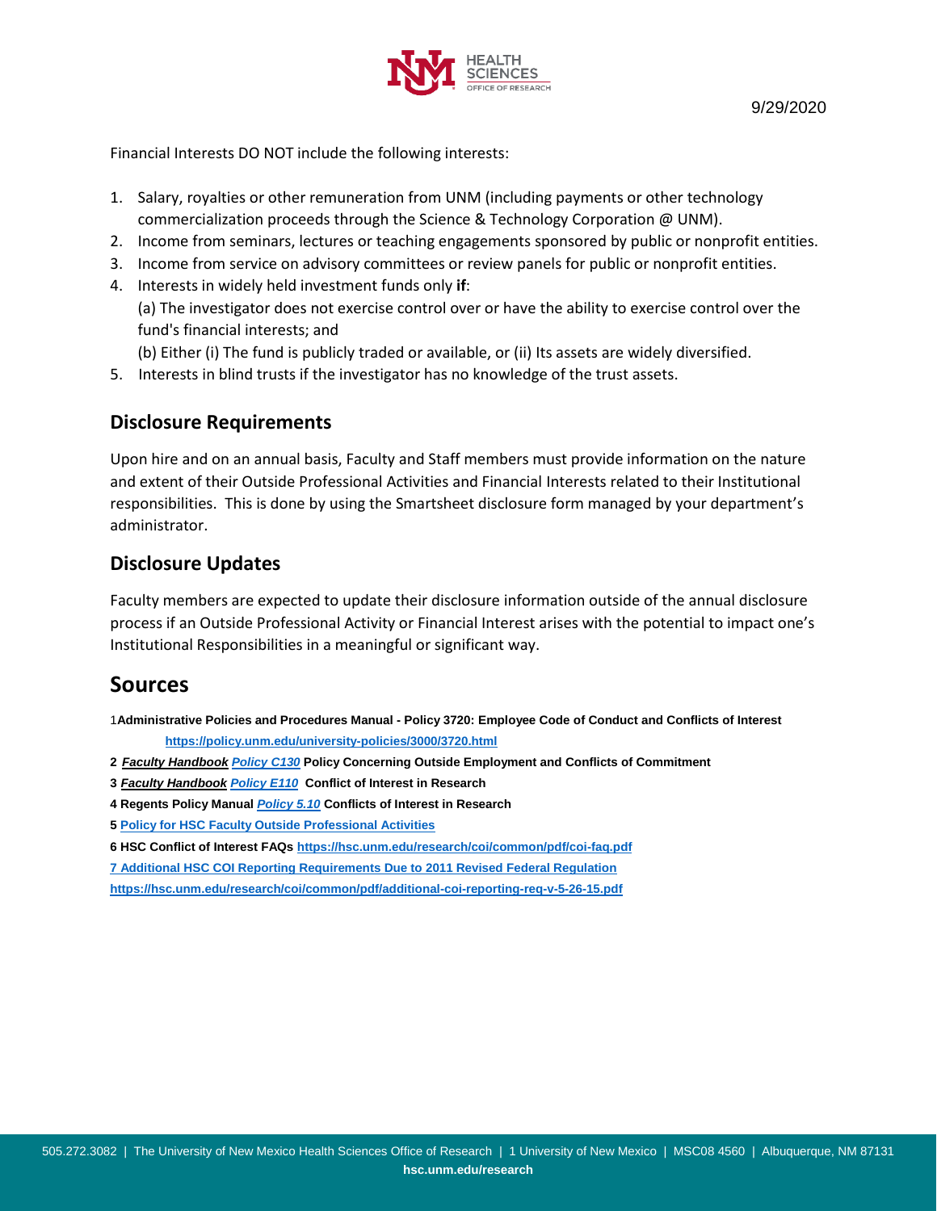Financial Interests DO NOT include the following interests:

1. Salary, royalties or other remuneration from UNM (including payments or other technology commercialization proceeds through the Science & Technology Corporation @ UNM).
2. Income from seminars, lectures or teaching engagements sponsored by public or nonprofit entities.
3. Income from service on advisory committees or review panels for public or nonprofit entities.
4. Interests in widely held investment funds only **if**:
   (a) The investigator does not exercise control over or have the ability to exercise control over the fund's financial interests; and
   (b) Either (i) The fund is publicly traded or available, or (ii) Its assets are widely diversified.
5. Interests in blind trusts if the investigator has no knowledge of the trust assets.

## Disclosure Requirements

Upon hire and on an annual basis, Faculty and Staff members must provide information on the nature and extent of their Outside Professional Activities and Financial Interests related to their Institutional responsibilities. This is done by using the Smartsheet disclosure form managed by your department's administrator.

## Disclosure Updates

Faculty members are expected to update their disclosure information outside of the annual disclosure process if an Outside Professional Activity or Financial Interest arises with the potential to impact one's Institutional Responsibilities in a meaningful or significant way.

## Sources

1 **Administrative Policies and Procedures Manual - Policy 3720: Employee Code of Conduct and Conflicts of Interest** https://policy.unm.edu/university-policies/3000/3720.html

2 ***Faculty Handbook*** ***Policy C130*** **Policy Concerning Outside Employment and Conflicts of Commitment**

3 ***Faculty Handbook*** ***Policy E110*** **Conflict of Interest in Research**

4 **Regents Policy Manual** ***Policy 5.10*** **Conflicts of Interest in Research**

5 **Policy for HSC Faculty Outside Professional Activities**

6 **HSC Conflict of Interest FAQs** https://hsc.unm.edu/research/coi/common/pdf/coi-faq.pdf

7 **Additional HSC COI Reporting Requirements Due to 2011 Revised Federal Regulation** https://hsc.unm.edu/research/coi/common/pdf/additional-coi-reporting-req-v-5-26-15.pdf